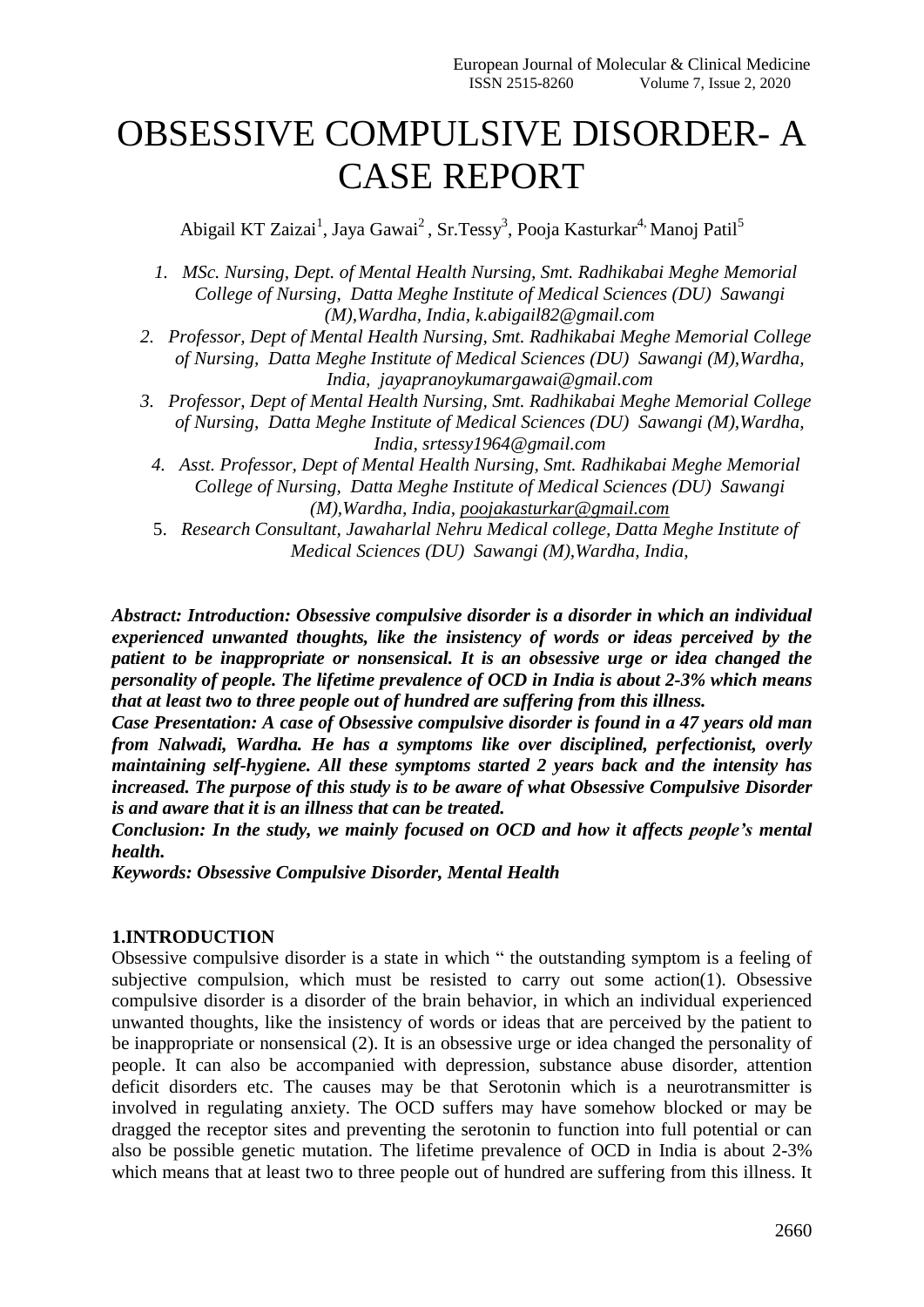# OBSESSIVE COMPULSIVE DISORDER- A CASE REPORT

Abigail KT Zaizai[1], Jaya Gawai[2], Sr.Tessy[3], Pooja Kasturkar[4], Manoj Patil[5]

1. *MSc. Nursing, Dept. of Mental Health Nursing, Smt. Radhikabai Meghe Memorial College of Nursing, Datta Meghe Institute of Medical Sciences (DU) Sawangi (M),Wardha, India, k.abigail82@gmail.com*
2. *Professor, Dept of Mental Health Nursing, Smt. Radhikabai Meghe Memorial College of Nursing, Datta Meghe Institute of Medical Sciences (DU) Sawangi (M),Wardha, India, jayapranoykumargawai@gmail.com*
3. *Professor, Dept of Mental Health Nursing, Smt. Radhikabai Meghe Memorial College of Nursing, Datta Meghe Institute of Medical Sciences (DU) Sawangi (M),Wardha, India, srtessy1964@gmail.com*
4. *Asst. Professor, Dept of Mental Health Nursing, Smt. Radhikabai Meghe Memorial College of Nursing, Datta Meghe Institute of Medical Sciences (DU) Sawangi (M),Wardha, India, poojakasturkar@gmail.com*
5. *Research Consultant, Jawaharlal Nehru Medical college, Datta Meghe Institute of Medical Sciences (DU) Sawangi (M),Wardha, India,*

***Abstract: Introduction: Obsessive compulsive disorder is a disorder in which an individual experienced unwanted thoughts, like the insistency of words or ideas perceived by the patient to be inappropriate or nonsensical. It is an obsessive urge or idea changed the personality of people. The lifetime prevalence of OCD in India is about 2-3% which means that at least two to three people out of hundred are suffering from this illness.***

***Case Presentation: A case of Obsessive compulsive disorder is found in a 47 years old man from Nalwadi, Wardha. He has a symptoms like over disciplined, perfectionist, overly maintaining self-hygiene. All these symptoms started 2 years back and the intensity has increased. The purpose of this study is to be aware of what Obsessive Compulsive Disorder is and aware that it is an illness that can be treated.***

***Conclusion: In the study, we mainly focused on OCD and how it affects people's mental health.***

***Keywords: Obsessive Compulsive Disorder, Mental Health***

## 1.INTRODUCTION

Obsessive compulsive disorder is a state in which " the outstanding symptom is a feeling of subjective compulsion, which must be resisted to carry out some action(1). Obsessive compulsive disorder is a disorder of the brain behavior, in which an individual experienced unwanted thoughts, like the insistency of words or ideas that are perceived by the patient to be inappropriate or nonsensical (2). It is an obsessive urge or idea changed the personality of people. It can also be accompanied with depression, substance abuse disorder, attention deficit disorders etc. The causes may be that Serotonin which is a neurotransmitter is involved in regulating anxiety. The OCD suffers may have somehow blocked or may be dragged the receptor sites and preventing the serotonin to function into full potential or can also be possible genetic mutation. The lifetime prevalence of OCD in India is about 2-3% which means that at least two to three people out of hundred are suffering from this illness. It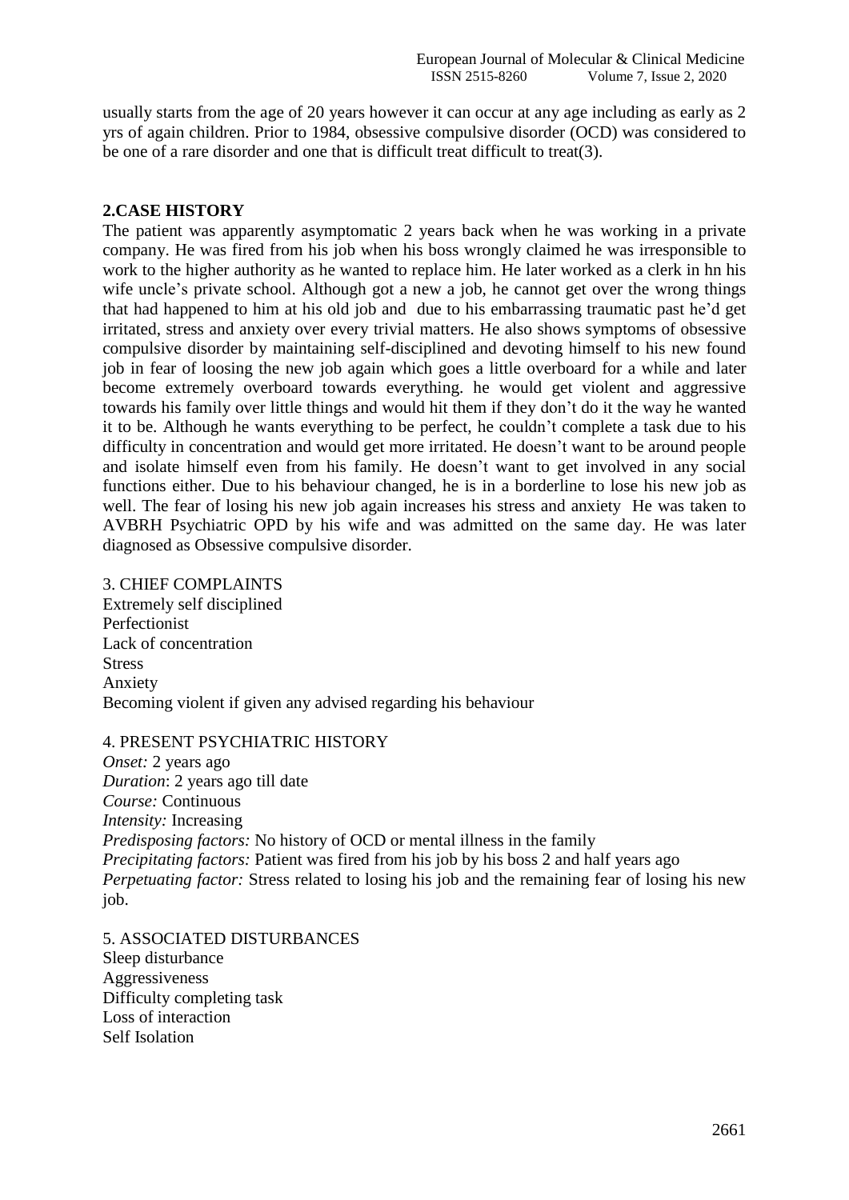usually starts from the age of 20 years however it can occur at any age including as early as 2 yrs of again children. Prior to 1984, obsessive compulsive disorder (OCD) was considered to be one of a rare disorder and one that is difficult treat difficult to treat(3).

## 2.CASE HISTORY

The patient was apparently asymptomatic 2 years back when he was working in a private company. He was fired from his job when his boss wrongly claimed he was irresponsible to work to the higher authority as he wanted to replace him. He later worked as a clerk in hn his wife uncle's private school. Although got a new a job, he cannot get over the wrong things that had happened to him at his old job and due to his embarrassing traumatic past he'd get irritated, stress and anxiety over every trivial matters. He also shows symptoms of obsessive compulsive disorder by maintaining self-disciplined and devoting himself to his new found job in fear of loosing the new job again which goes a little overboard for a while and later become extremely overboard towards everything. he would get violent and aggressive towards his family over little things and would hit them if they don't do it the way he wanted it to be. Although he wants everything to be perfect, he couldn't complete a task due to his difficulty in concentration and would get more irritated. He doesn't want to be around people and isolate himself even from his family. He doesn't want to get involved in any social functions either. Due to his behaviour changed, he is in a borderline to lose his new job as well. The fear of losing his new job again increases his stress and anxiety He was taken to AVBRH Psychiatric OPD by his wife and was admitted on the same day. He was later diagnosed as Obsessive compulsive disorder.

## 3. CHIEF COMPLAINTS

Extremely self disciplined
Perfectionist
Lack of concentration
Stress
Anxiety
Becoming violent if given any advised regarding his behaviour

## 4. PRESENT PSYCHIATRIC HISTORY

*Onset:* 2 years ago
*Duration*: 2 years ago till date
*Course:* Continuous
*Intensity:* Increasing
*Predisposing factors:* No history of OCD or mental illness in the family
*Precipitating factors:* Patient was fired from his job by his boss 2 and half years ago
*Perpetuating factor:* Stress related to losing his job and the remaining fear of losing his new job.

## 5. ASSOCIATED DISTURBANCES

Sleep disturbance
Aggressiveness
Difficulty completing task
Loss of interaction
Self Isolation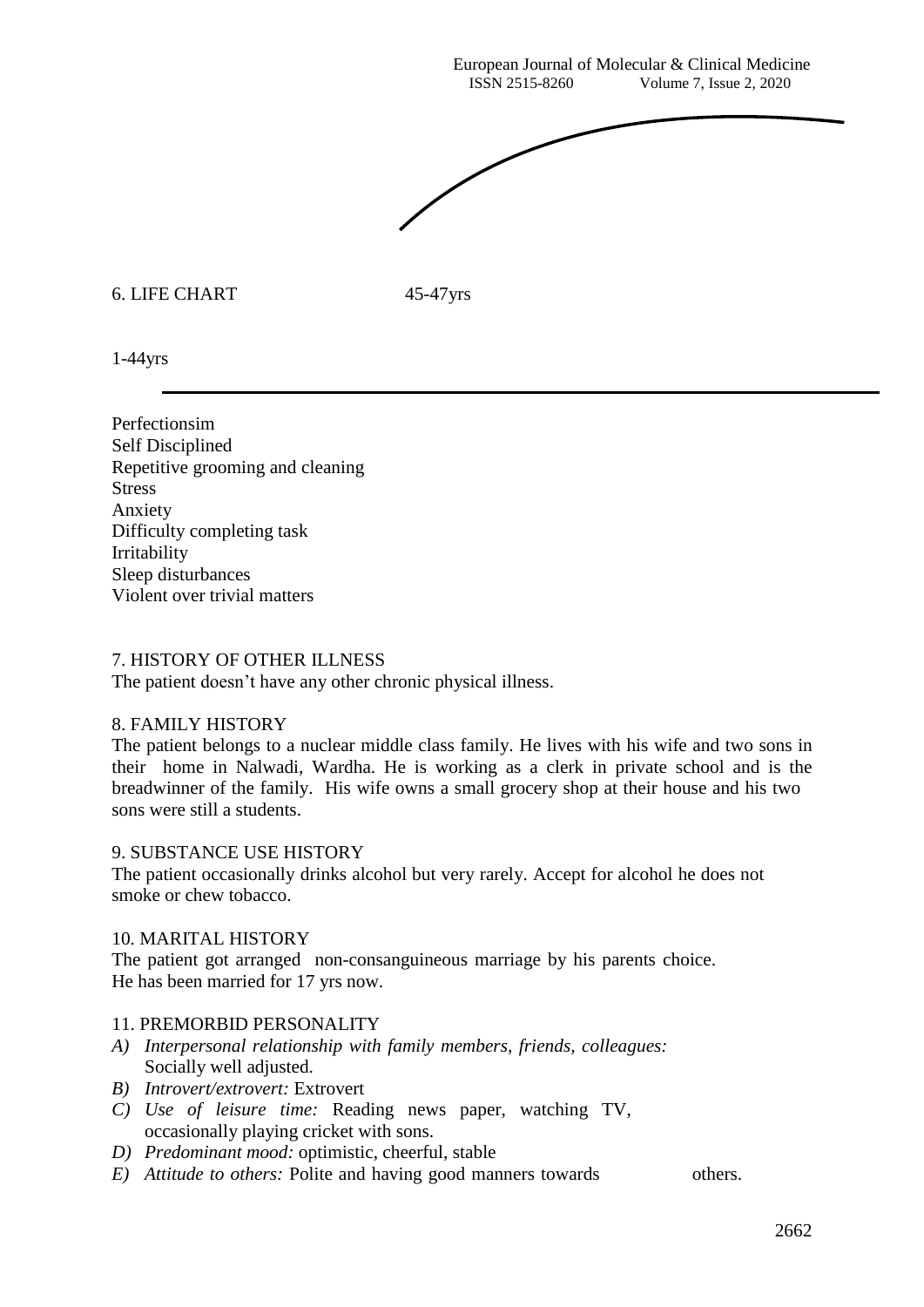6. LIFE CHART

45-47yrs

1-44yrs

Perfectionsim
Self Disciplined
Repetitive grooming and cleaning
Stress
Anxiety
Difficulty completing task
Irritability
Sleep disturbances
Violent over trivial matters

7. HISTORY OF OTHER ILLNESS

The patient doesn't have any other chronic physical illness.

8. FAMILY HISTORY

The patient belongs to a nuclear middle class family. He lives with his wife and two sons in their home in Nalwadi, Wardha. He is working as a clerk in private school and is the breadwinner of the family. His wife owns a small grocery shop at their house and his two sons were still a students.

9. SUBSTANCE USE HISTORY

The patient occasionally drinks alcohol but very rarely. Accept for alcohol he does not smoke or chew tobacco.

10. MARITAL HISTORY

The patient got arranged non-consanguineous marriage by his parents choice.
He has been married for 17 yrs now.

11. PREMORBID PERSONALITY

- *A) Interpersonal relationship with family members, friends, colleagues:* Socially well adjusted.
- *B) Introvert/extrovert:* Extrovert
- *C) Use of leisure time:* Reading news paper, watching TV, occasionally playing cricket with sons.
- *D) Predominant mood:* optimistic, cheerful, stable
- *E) Attitude to others:* Polite and having good manners towards others.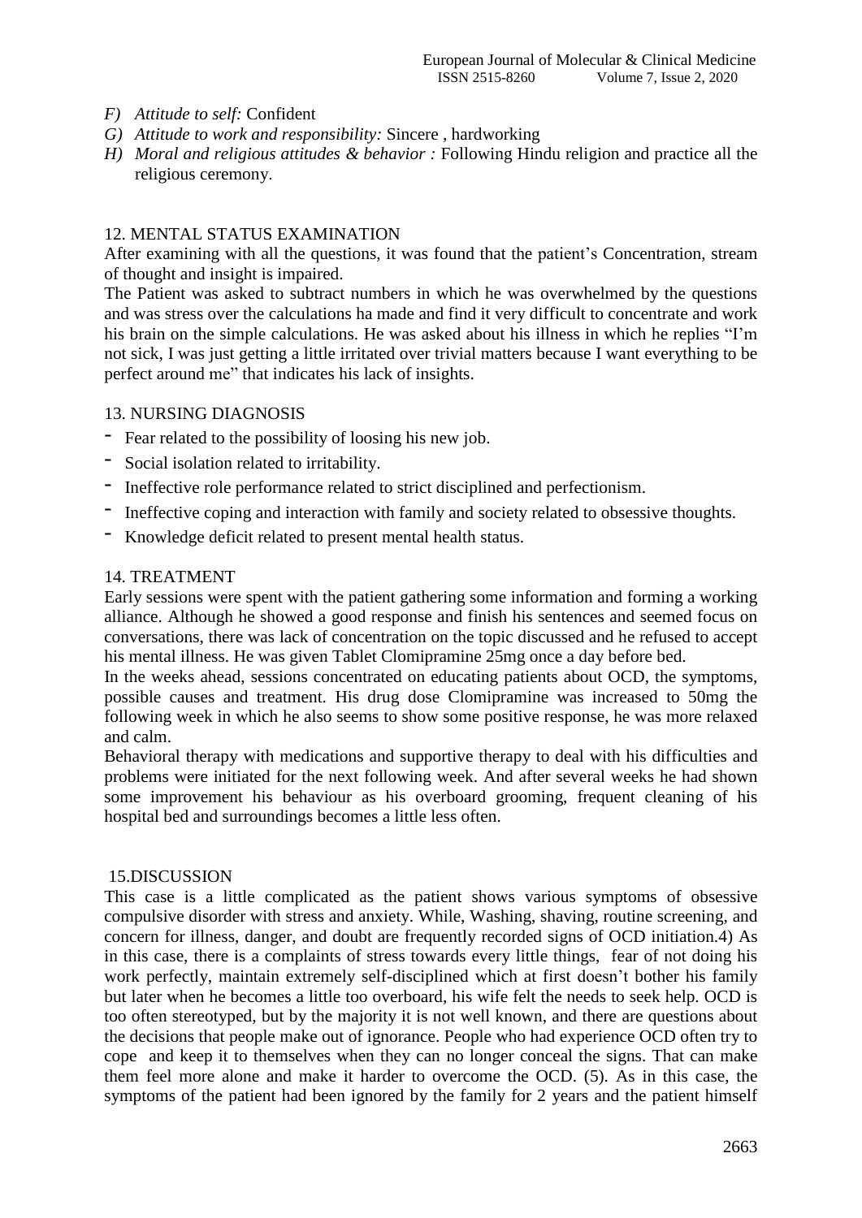*F) Attitude to self:* Confident

*G) Attitude to work and responsibility:* Sincere , hardworking

*H) Moral and religious attitudes & behavior :* Following Hindu religion and practice all the religious ceremony.

## 12. MENTAL STATUS EXAMINATION

After examining with all the questions, it was found that the patient's Concentration, stream of thought and insight is impaired.

The Patient was asked to subtract numbers in which he was overwhelmed by the questions and was stress over the calculations ha made and find it very difficult to concentrate and work his brain on the simple calculations. He was asked about his illness in which he replies "I'm not sick, I was just getting a little irritated over trivial matters because I want everything to be perfect around me" that indicates his lack of insights.

## 13. NURSING DIAGNOSIS

- Fear related to the possibility of loosing his new job.
- Social isolation related to irritability.
- Ineffective role performance related to strict disciplined and perfectionism.
- Ineffective coping and interaction with family and society related to obsessive thoughts.
- Knowledge deficit related to present mental health status.

## 14. TREATMENT

Early sessions were spent with the patient gathering some information and forming a working alliance. Although he showed a good response and finish his sentences and seemed focus on conversations, there was lack of concentration on the topic discussed and he refused to accept his mental illness. He was given Tablet Clomipramine 25mg once a day before bed.

In the weeks ahead, sessions concentrated on educating patients about OCD, the symptoms, possible causes and treatment. His drug dose Clomipramine was increased to 50mg the following week in which he also seems to show some positive response, he was more relaxed and calm.

Behavioral therapy with medications and supportive therapy to deal with his difficulties and problems were initiated for the next following week. And after several weeks he had shown some improvement his behaviour as his overboard grooming, frequent cleaning of his hospital bed and surroundings becomes a little less often.

## 15.DISCUSSION

This case is a little complicated as the patient shows various symptoms of obsessive compulsive disorder with stress and anxiety. While, Washing, shaving, routine screening, and concern for illness, danger, and doubt are frequently recorded signs of OCD initiation.4) As in this case, there is a complaints of stress towards every little things, fear of not doing his work perfectly, maintain extremely self-disciplined which at first doesn't bother his family but later when he becomes a little too overboard, his wife felt the needs to seek help. OCD is too often stereotyped, but by the majority it is not well known, and there are questions about the decisions that people make out of ignorance. People who had experience OCD often try to cope and keep it to themselves when they can no longer conceal the signs. That can make them feel more alone and make it harder to overcome the OCD. (5). As in this case, the symptoms of the patient had been ignored by the family for 2 years and the patient himself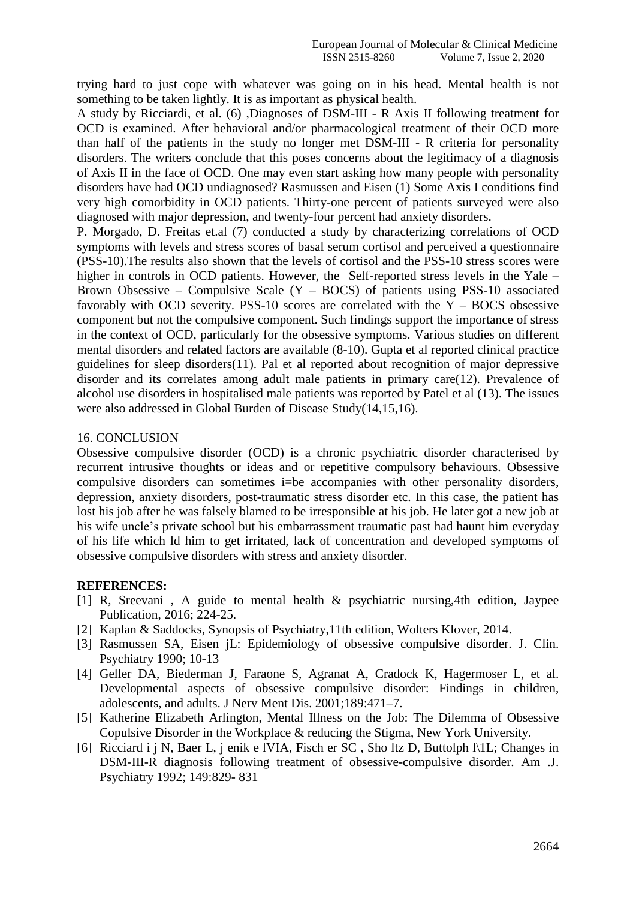trying hard to just cope with whatever was going on in his head. Mental health is not something to be taken lightly. It is as important as physical health.

A study by Ricciardi, et al. (6) ,Diagnoses of DSM-III - R Axis II following treatment for OCD is examined. After behavioral and/or pharmacological treatment of their OCD more than half of the patients in the study no longer met DSM-III - R criteria for personality disorders. The writers conclude that this poses concerns about the legitimacy of a diagnosis of Axis II in the face of OCD. One may even start asking how many people with personality disorders have had OCD undiagnosed? Rasmussen and Eisen (1) Some Axis I conditions find very high comorbidity in OCD patients. Thirty-one percent of patients surveyed were also diagnosed with major depression, and twenty-four percent had anxiety disorders.

P. Morgado, D. Freitas et.al (7) conducted a study by characterizing correlations of OCD symptoms with levels and stress scores of basal serum cortisol and perceived a questionnaire (PSS-10).The results also shown that the levels of cortisol and the PSS-10 stress scores were higher in controls in OCD patients. However, the Self-reported stress levels in the Yale – Brown Obsessive – Compulsive Scale (Y – BOCS) of patients using PSS-10 associated favorably with OCD severity. PSS-10 scores are correlated with the Y – BOCS obsessive component but not the compulsive component. Such findings support the importance of stress in the context of OCD, particularly for the obsessive symptoms. Various studies on different mental disorders and related factors are available (8-10). Gupta et al reported clinical practice guidelines for sleep disorders(11). Pal et al reported about recognition of major depressive disorder and its correlates among adult male patients in primary care(12). Prevalence of alcohol use disorders in hospitalised male patients was reported by Patel et al (13). The issues were also addressed in Global Burden of Disease Study(14,15,16).

## 16. CONCLUSION

Obsessive compulsive disorder (OCD) is a chronic psychiatric disorder characterised by recurrent intrusive thoughts or ideas and or repetitive compulsory behaviours. Obsessive compulsive disorders can sometimes i=be accompanies with other personality disorders, depression, anxiety disorders, post-traumatic stress disorder etc. In this case, the patient has lost his job after he was falsely blamed to be irresponsible at his job. He later got a new job at his wife uncle's private school but his embarrassment traumatic past had haunt him everyday of his life which ld him to get irritated, lack of concentration and developed symptoms of obsessive compulsive disorders with stress and anxiety disorder.

## REFERENCES:

[1] R, Sreevani , A guide to mental health & psychiatric nursing,4th edition, Jaypee Publication, 2016; 224-25.

[2] Kaplan & Saddocks, Synopsis of Psychiatry,11th edition, Wolters Klover, 2014.

[3] Rasmussen SA, Eisen jL: Epidemiology of obsessive compulsive disorder. J. Clin. Psychiatry 1990; 10-13

[4] Geller DA, Biederman J, Faraone S, Agranat A, Cradock K, Hagermoser L, et al. Developmental aspects of obsessive compulsive disorder: Findings in children, adolescents, and adults. J Nerv Ment Dis. 2001;189:471–7.

[5] Katherine Elizabeth Arlington, Mental Illness on the Job: The Dilemma of Obsessive Copulsive Disorder in the Workplace & reducing the Stigma, New York University.

[6] Ricciard i j N, Baer L, j enik e lVIA, Fisch er SC , Sho ltz D, Buttolph l\1L; Changes in DSM-III-R diagnosis following treatment of obsessive-compulsive disorder. Am .J. Psychiatry 1992; 149:829- 831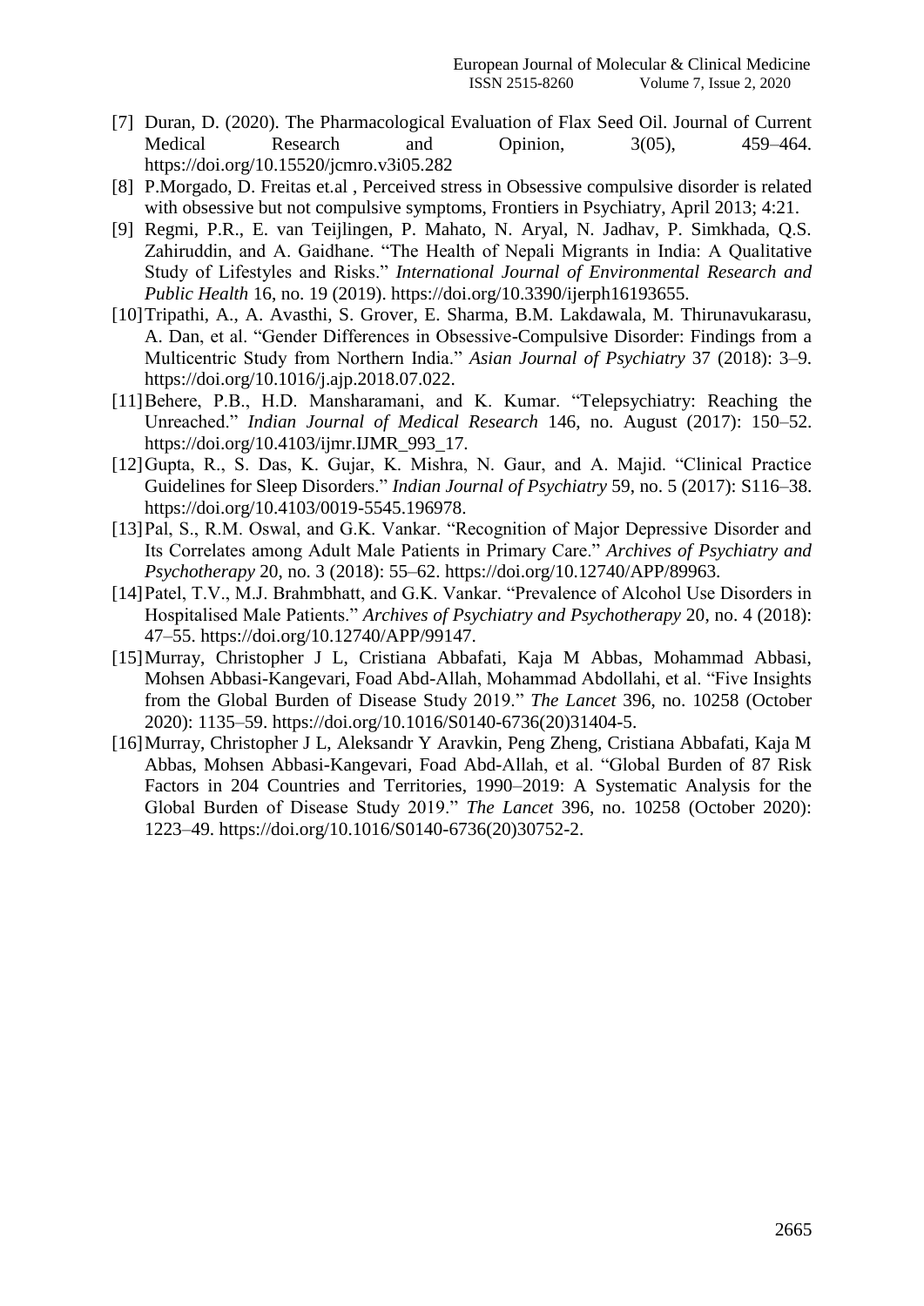[7] Duran, D. (2020). The Pharmacological Evaluation of Flax Seed Oil. Journal of Current Medical Research and Opinion, 3(05), 459–464. https://doi.org/10.15520/jcmro.v3i05.282

[8] P.Morgado, D. Freitas et.al , Perceived stress in Obsessive compulsive disorder is related with obsessive but not compulsive symptoms, Frontiers in Psychiatry, April 2013; 4:21.

[9] Regmi, P.R., E. van Teijlingen, P. Mahato, N. Aryal, N. Jadhav, P. Simkhada, Q.S. Zahiruddin, and A. Gaidhane. "The Health of Nepali Migrants in India: A Qualitative Study of Lifestyles and Risks." *International Journal of Environmental Research and Public Health* 16, no. 19 (2019). https://doi.org/10.3390/ijerph16193655.

[10] Tripathi, A., A. Avasthi, S. Grover, E. Sharma, B.M. Lakdawala, M. Thirunavukarasu, A. Dan, et al. "Gender Differences in Obsessive-Compulsive Disorder: Findings from a Multicentric Study from Northern India." *Asian Journal of Psychiatry* 37 (2018): 3–9. https://doi.org/10.1016/j.ajp.2018.07.022.

[11] Behere, P.B., H.D. Mansharamani, and K. Kumar. "Telepsychiatry: Reaching the Unreached." *Indian Journal of Medical Research* 146, no. August (2017): 150–52. https://doi.org/10.4103/ijmr.IJMR_993_17.

[12] Gupta, R., S. Das, K. Gujar, K. Mishra, N. Gaur, and A. Majid. "Clinical Practice Guidelines for Sleep Disorders." *Indian Journal of Psychiatry* 59, no. 5 (2017): S116–38. https://doi.org/10.4103/0019-5545.196978.

[13] Pal, S., R.M. Oswal, and G.K. Vankar. "Recognition of Major Depressive Disorder and Its Correlates among Adult Male Patients in Primary Care." *Archives of Psychiatry and Psychotherapy* 20, no. 3 (2018): 55–62. https://doi.org/10.12740/APP/89963.

[14] Patel, T.V., M.J. Brahmbhatt, and G.K. Vankar. "Prevalence of Alcohol Use Disorders in Hospitalised Male Patients." *Archives of Psychiatry and Psychotherapy* 20, no. 4 (2018): 47–55. https://doi.org/10.12740/APP/99147.

[15] Murray, Christopher J L, Cristiana Abbafati, Kaja M Abbas, Mohammad Abbasi, Mohsen Abbasi-Kangevari, Foad Abd-Allah, Mohammad Abdollahi, et al. "Five Insights from the Global Burden of Disease Study 2019." *The Lancet* 396, no. 10258 (October 2020): 1135–59. https://doi.org/10.1016/S0140-6736(20)31404-5.

[16] Murray, Christopher J L, Aleksandr Y Aravkin, Peng Zheng, Cristiana Abbafati, Kaja M Abbas, Mohsen Abbasi-Kangevari, Foad Abd-Allah, et al. "Global Burden of 87 Risk Factors in 204 Countries and Territories, 1990–2019: A Systematic Analysis for the Global Burden of Disease Study 2019." *The Lancet* 396, no. 10258 (October 2020): 1223–49. https://doi.org/10.1016/S0140-6736(20)30752-2.